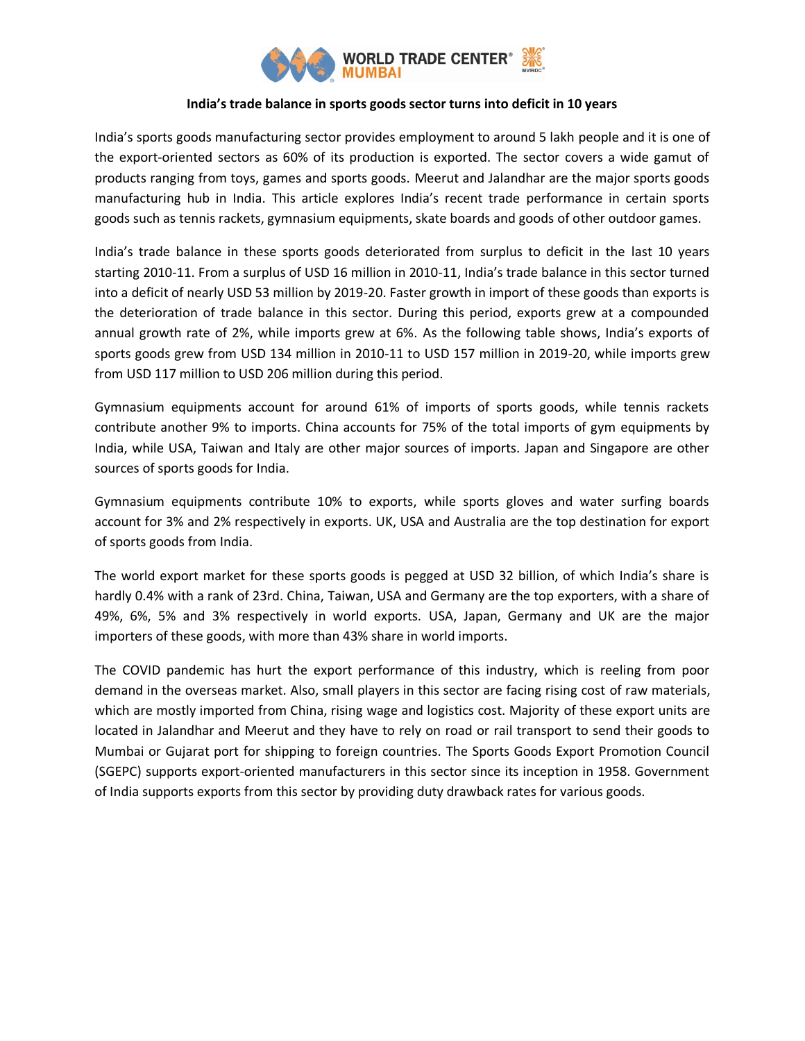**India's trade balance in sports goods sector turns into deficit in 10 years**

India's sports goods manufacturing sector provides employment to around 5 lakh people and it is one of the export-oriented sectors as 60% of its production is exported. The sector covers a wide gamut of products ranging from toys, games and sports goods. Meerut and Jalandhar are the major sports goods manufacturing hub in India. This article explores India's recent trade performance in certain sports goods such as tennis rackets, gymnasium equipments, skate boards and goods of other outdoor games.

India's trade balance in these sports goods deteriorated from surplus to deficit in the last 10 years starting 2010-11. From a surplus of USD 16 million in 2010-11, India's trade balance in this sector turned into a deficit of nearly USD 53 million by 2019-20. Faster growth in import of these goods than exports is the deterioration of trade balance in this sector. During this period, exports grew at a compounded annual growth rate of 2%, while imports grew at 6%. As the following table shows, India's exports of sports goods grew from USD 134 million in 2010-11 to USD 157 million in 2019-20, while imports grew from USD 117 million to USD 206 million during this period.

Gymnasium equipments account for around 61% of imports of sports goods, while tennis rackets contribute another 9% to imports. China accounts for 75% of the total imports of gym equipments by India, while USA, Taiwan and Italy are other major sources of imports. Japan and Singapore are other sources of sports goods for India.

Gymnasium equipments contribute 10% to exports, while sports gloves and water surfing boards account for 3% and 2% respectively in exports. UK, USA and Australia are the top destination for export of sports goods from India.

The world export market for these sports goods is pegged at USD 32 billion, of which India's share is hardly 0.4% with a rank of 23rd. China, Taiwan, USA and Germany are the top exporters, with a share of 49%, 6%, 5% and 3% respectively in world exports. USA, Japan, Germany and UK are the major importers of these goods, with more than 43% share in world imports.

The COVID pandemic has hurt the export performance of this industry, which is reeling from poor demand in the overseas market. Also, small players in this sector are facing rising cost of raw materials, which are mostly imported from China, rising wage and logistics cost. Majority of these export units are located in Jalandhar and Meerut and they have to rely on road or rail transport to send their goods to Mumbai or Gujarat port for shipping to foreign countries. The Sports Goods Export Promotion Council (SGEPC) supports export-oriented manufacturers in this sector since its inception in 1958. Government of India supports exports from this sector by providing duty drawback rates for various goods.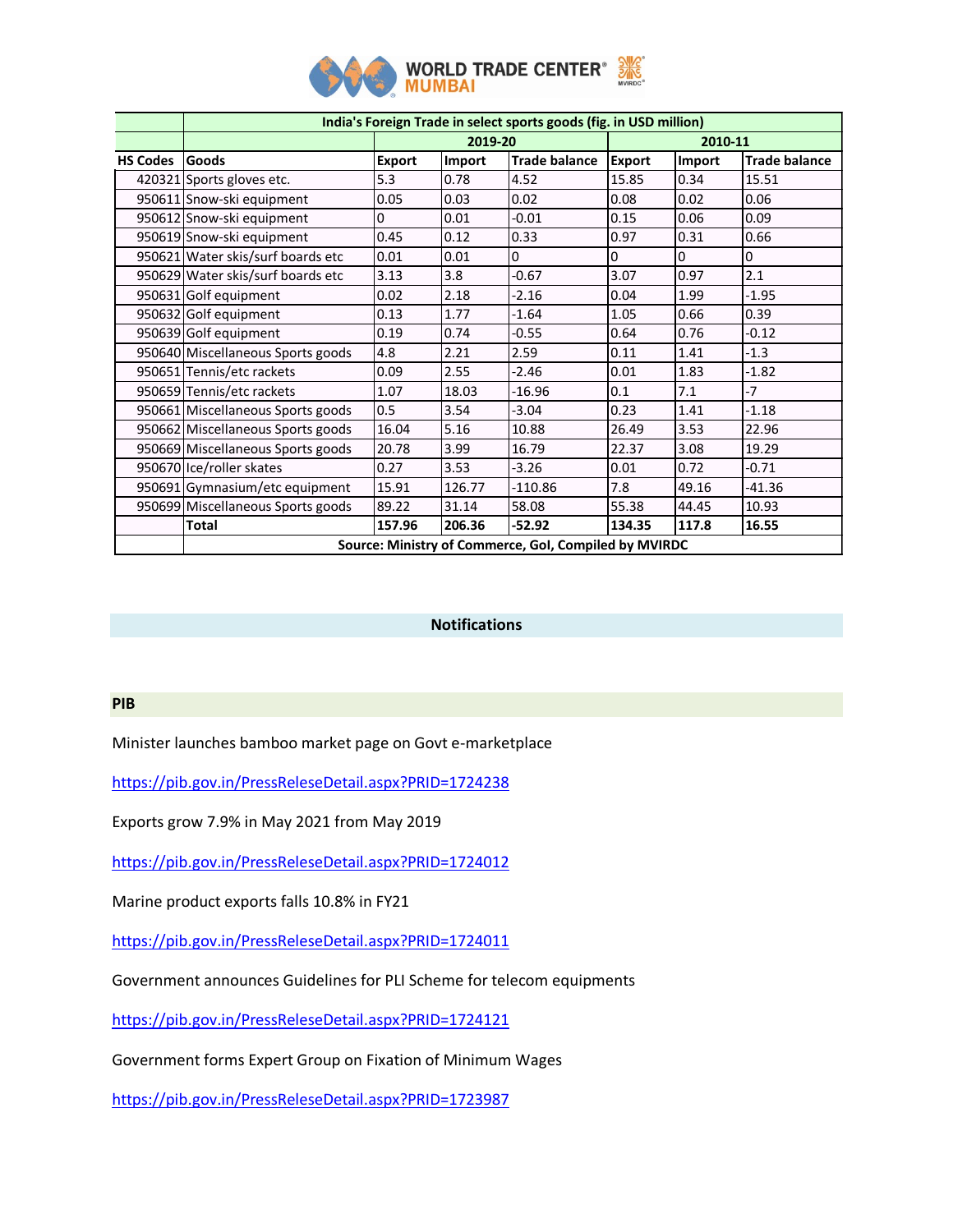| | India's Foreign Trade in select sports goods (fig. in USD million) | | | | | | |
|---|---|---|---|---|---|---|---|
| | | 2019-20 | | | 2010-11 | | |
| HS Codes | Goods | Export | Import | Trade balance | Export | Import | Trade balance |
| 420321 | Sports gloves etc. | 5.3 | 0.78 | 4.52 | 15.85 | 0.34 | 15.51 |
| 950611 | Snow-ski equipment | 0.05 | 0.03 | 0.02 | 0.08 | 0.02 | 0.06 |
| 950612 | Snow-ski equipment | 0 | 0.01 | -0.01 | 0.15 | 0.06 | 0.09 |
| 950619 | Snow-ski equipment | 0.45 | 0.12 | 0.33 | 0.97 | 0.31 | 0.66 |
| 950621 | Water skis/surf boards etc | 0.01 | 0.01 | 0 | 0 | 0 | 0 |
| 950629 | Water skis/surf boards etc | 3.13 | 3.8 | -0.67 | 3.07 | 0.97 | 2.1 |
| 950631 | Golf equipment | 0.02 | 2.18 | -2.16 | 0.04 | 1.99 | -1.95 |
| 950632 | Golf equipment | 0.13 | 1.77 | -1.64 | 1.05 | 0.66 | 0.39 |
| 950639 | Golf equipment | 0.19 | 0.74 | -0.55 | 0.64 | 0.76 | -0.12 |
| 950640 | Miscellaneous Sports goods | 4.8 | 2.21 | 2.59 | 0.11 | 1.41 | -1.3 |
| 950651 | Tennis/etc rackets | 0.09 | 2.55 | -2.46 | 0.01 | 1.83 | -1.82 |
| 950659 | Tennis/etc rackets | 1.07 | 18.03 | -16.96 | 0.1 | 7.1 | -7 |
| 950661 | Miscellaneous Sports goods | 0.5 | 3.54 | -3.04 | 0.23 | 1.41 | -1.18 |
| 950662 | Miscellaneous Sports goods | 16.04 | 5.16 | 10.88 | 26.49 | 3.53 | 22.96 |
| 950669 | Miscellaneous Sports goods | 20.78 | 3.99 | 16.79 | 22.37 | 3.08 | 19.29 |
| 950670 | Ice/roller skates | 0.27 | 3.53 | -3.26 | 0.01 | 0.72 | -0.71 |
| 950691 | Gymnasium/etc equipment | 15.91 | 126.77 | -110.86 | 7.8 | 49.16 | -41.36 |
| 950699 | Miscellaneous Sports goods | 89.22 | 31.14 | 58.08 | 55.38 | 44.45 | 10.93 |
| | **Total** | **157.96** | **206.36** | **-52.92** | **134.35** | **117.8** | **16.55** |
| | **Source: Ministry of Commerce, GoI, Compiled by MVIRDC** | | | | | | |

## Notifications

### PIB

Minister launches bamboo market page on Govt e-marketplace

https://pib.gov.in/PressReleseDetail.aspx?PRID=1724238

Exports grow 7.9% in May 2021 from May 2019

https://pib.gov.in/PressReleseDetail.aspx?PRID=1724012

Marine product exports falls 10.8% in FY21

https://pib.gov.in/PressReleseDetail.aspx?PRID=1724011

Government announces Guidelines for PLI Scheme for telecom equipments

https://pib.gov.in/PressReleseDetail.aspx?PRID=1724121

Government forms Expert Group on Fixation of Minimum Wages

https://pib.gov.in/PressReleseDetail.aspx?PRID=1723987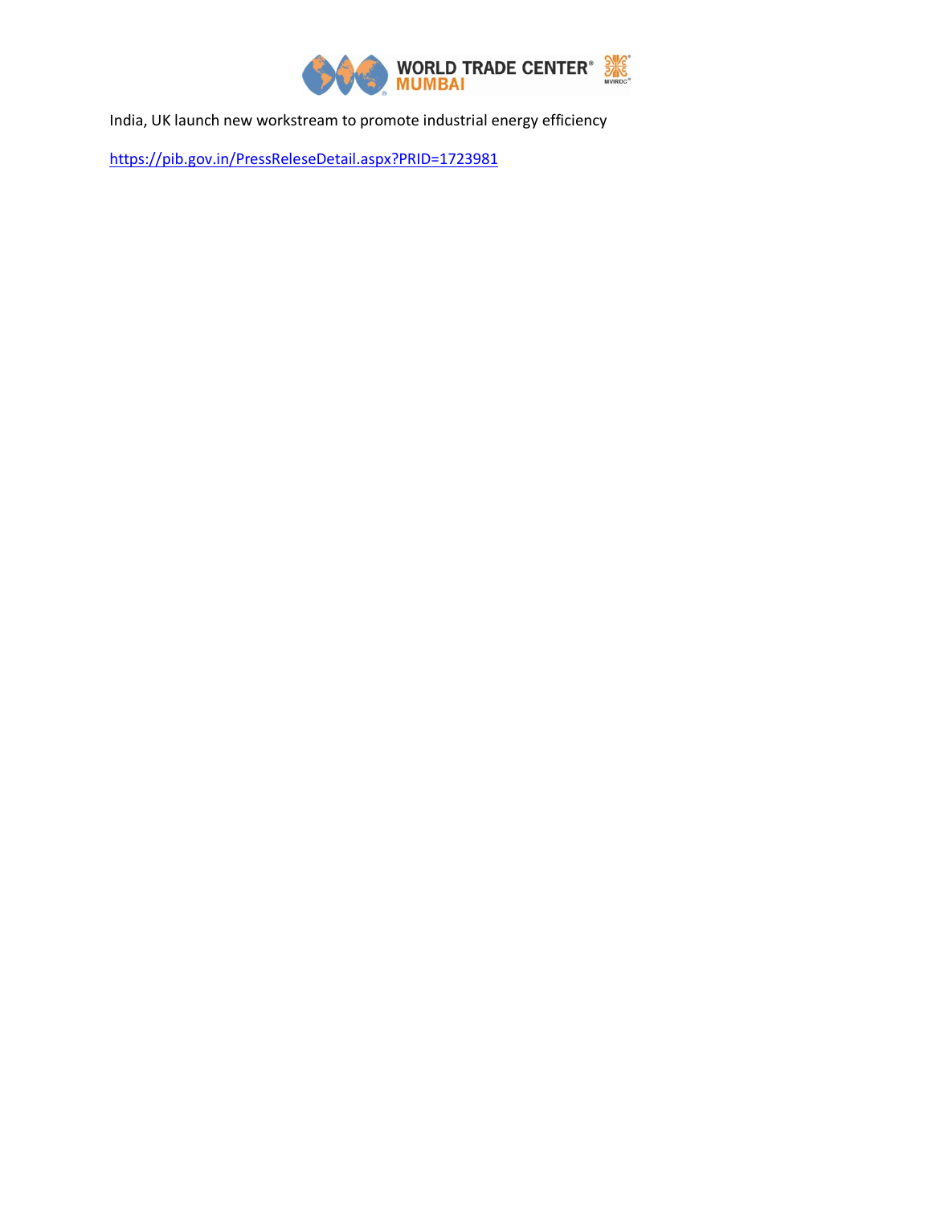India, UK launch new workstream to promote industrial energy efficiency

https://pib.gov.in/PressReleseDetail.aspx?PRID=1723981